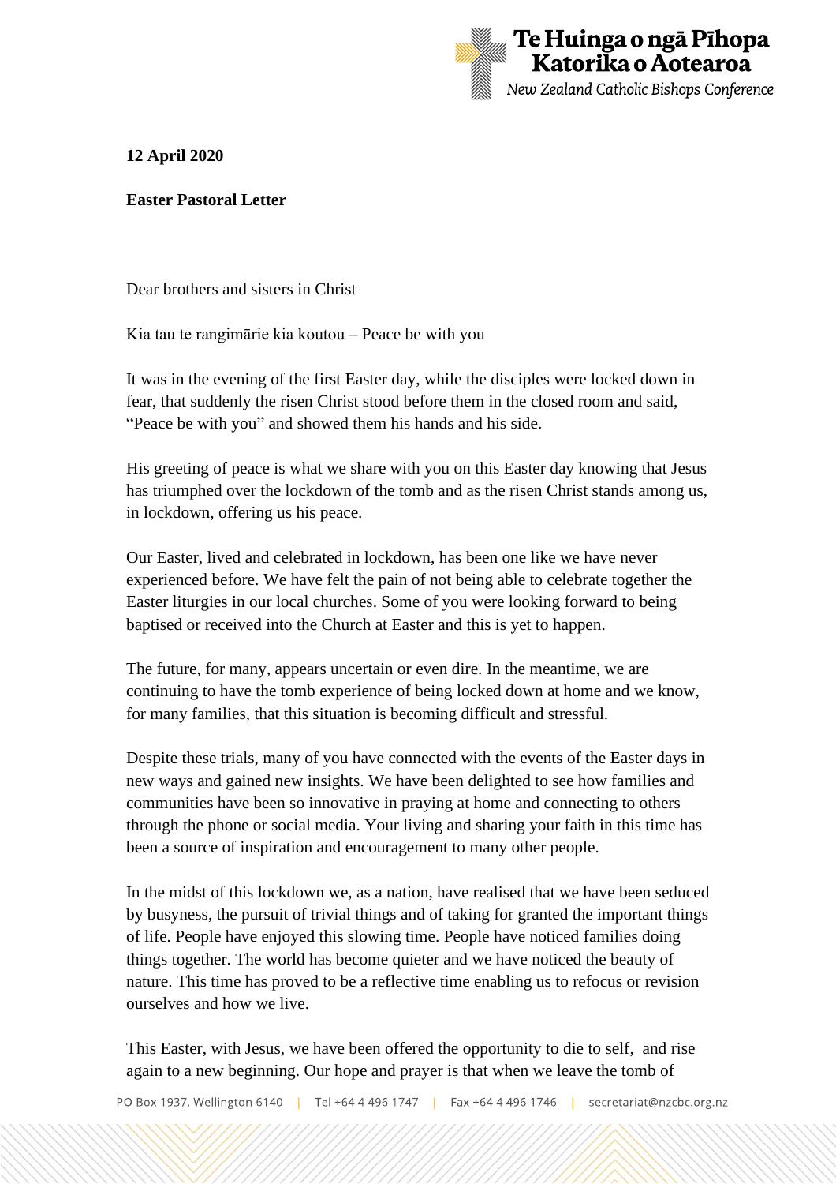Te Huinga o ngā Pīhopa Katorika o Aotearoa
*New Zealand Catholic Bishops Conference*

**12 April 2020**

**Easter Pastoral Letter**

Dear brothers and sisters in Christ

Kia tau te rangimārie kia koutou – Peace be with you

It was in the evening of the first Easter day, while the disciples were locked down in fear, that suddenly the risen Christ stood before them in the closed room and said, "Peace be with you" and showed them his hands and his side.

His greeting of peace is what we share with you on this Easter day knowing that Jesus has triumphed over the lockdown of the tomb and as the risen Christ stands among us, in lockdown, offering us his peace.

Our Easter, lived and celebrated in lockdown, has been one like we have never experienced before. We have felt the pain of not being able to celebrate together the Easter liturgies in our local churches. Some of you were looking forward to being baptised or received into the Church at Easter and this is yet to happen.

The future, for many, appears uncertain or even dire. In the meantime, we are continuing to have the tomb experience of being locked down at home and we know, for many families, that this situation is becoming difficult and stressful.

Despite these trials, many of you have connected with the events of the Easter days in new ways and gained new insights. We have been delighted to see how families and communities have been so innovative in praying at home and connecting to others through the phone or social media. Your living and sharing your faith in this time has been a source of inspiration and encouragement to many other people.

In the midst of this lockdown we, as a nation, have realised that we have been seduced by busyness, the pursuit of trivial things and of taking for granted the important things of life. People have enjoyed this slowing time. People have noticed families doing things together. The world has become quieter and we have noticed the beauty of nature. This time has proved to be a reflective time enabling us to refocus or revision ourselves and how we live.

This Easter, with Jesus, we have been offered the opportunity to die to self, and rise again to a new beginning. Our hope and prayer is that when we leave the tomb of

PO Box 1937, Wellington 6140 | Tel +64 4 496 1747 | Fax +64 4 496 1746 | secretariat@nzcbc.org.nz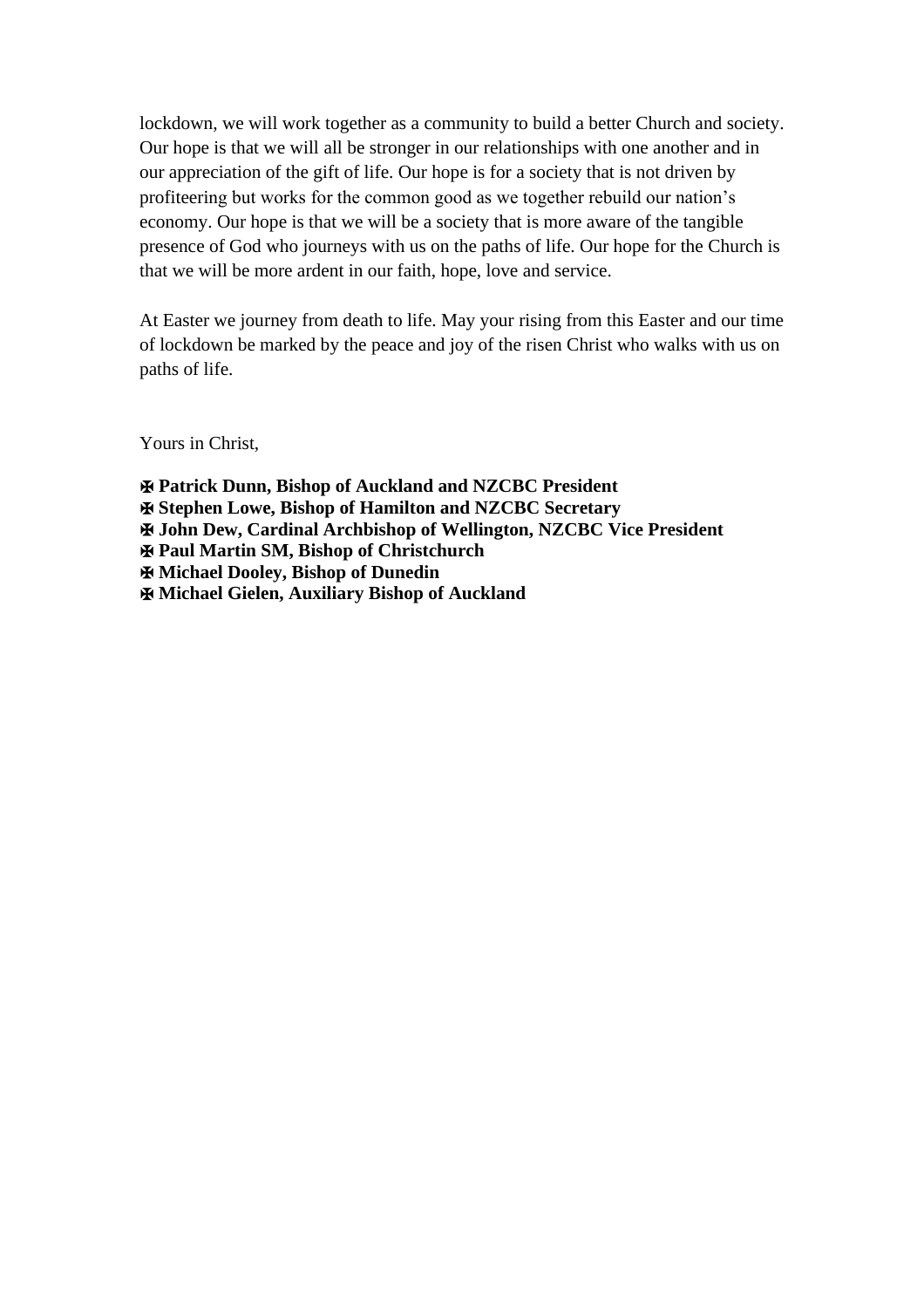lockdown, we will work together as a community to build a better Church and society. Our hope is that we will all be stronger in our relationships with one another and in our appreciation of the gift of life. Our hope is for a society that is not driven by profiteering but works for the common good as we together rebuild our nation's economy. Our hope is that we will be a society that is more aware of the tangible presence of God who journeys with us on the paths of life. Our hope for the Church is that we will be more ardent in our faith, hope, love and service.

At Easter we journey from death to life. May your rising from this Easter and our time of lockdown be marked by the peace and joy of the risen Christ who walks with us on paths of life.

Yours in Christ,

✠ **Patrick Dunn, Bishop of Auckland and NZCBC President**
✠ **Stephen Lowe, Bishop of Hamilton and NZCBC Secretary**
✠ **John Dew, Cardinal Archbishop of Wellington, NZCBC Vice President**
✠ **Paul Martin SM, Bishop of Christchurch**
✠ **Michael Dooley, Bishop of Dunedin**
✠ **Michael Gielen, Auxiliary Bishop of Auckland**